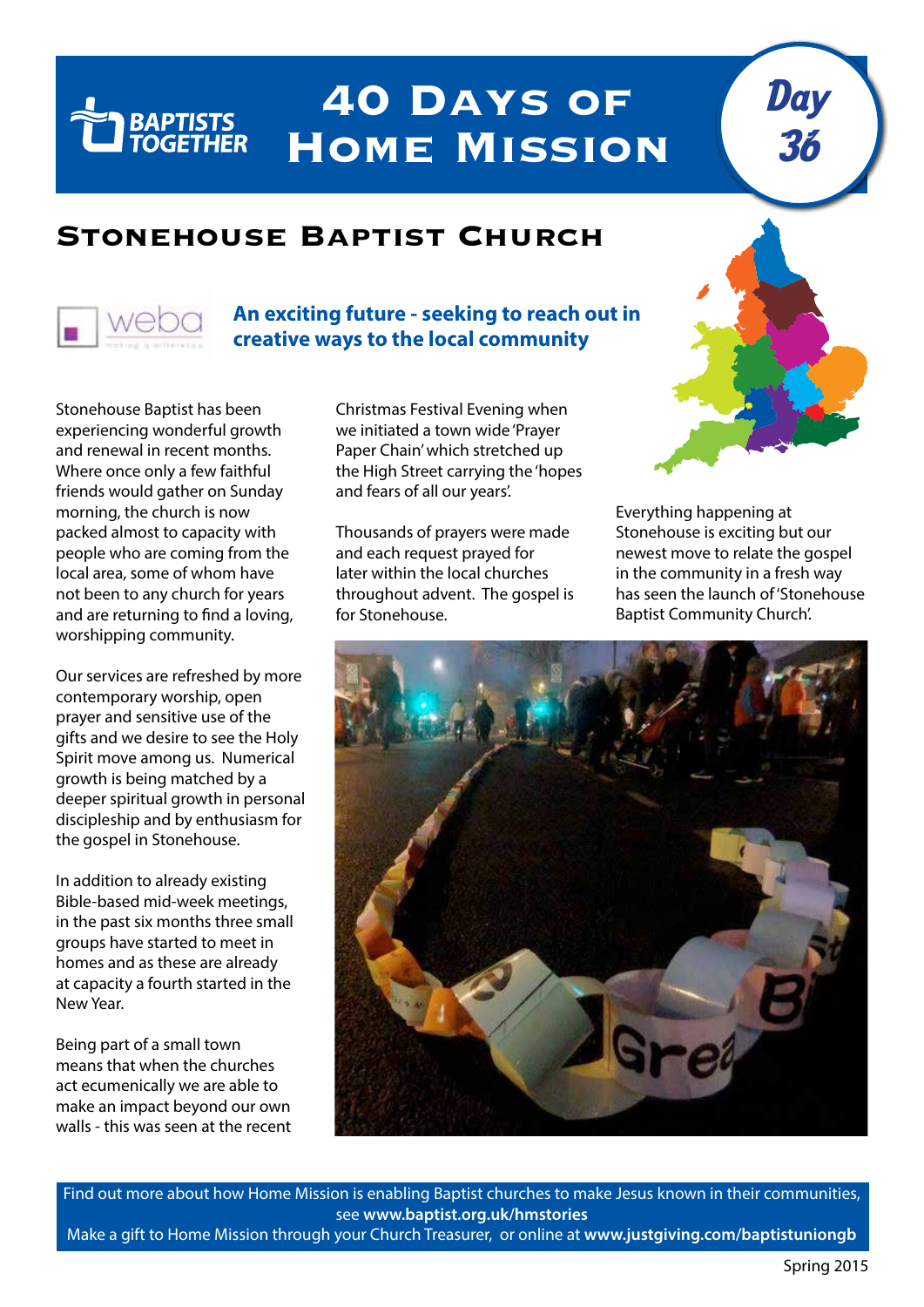# 40 Days of Home Mission

**Day 36**

## Stonehouse Baptist Church

### An exciting future - seeking to reach out in creative ways to the local community

Stonehouse Baptist has been experiencing wonderful growth and renewal in recent months. Where once only a few faithful friends would gather on Sunday morning, the church is now packed almost to capacity with people who are coming from the local area, some of whom have not been to any church for years and are returning to find a loving, worshipping community.

Our services are refreshed by more contemporary worship, open prayer and sensitive use of the gifts and we desire to see the Holy Spirit move among us. Numerical growth is being matched by a deeper spiritual growth in personal discipleship and by enthusiasm for the gospel in Stonehouse.

In addition to already existing Bible-based mid-week meetings, in the past six months three small groups have started to meet in homes and as these are already at capacity a fourth started in the New Year.

Being part of a small town means that when the churches act ecumenically we are able to make an impact beyond our own walls - this was seen at the recent Christmas Festival Evening when we initiated a town wide 'Prayer Paper Chain' which stretched up the High Street carrying the 'hopes and fears of all our years'.

Thousands of prayers were made and each request prayed for later within the local churches throughout advent. The gospel is for Stonehouse.

Everything happening at Stonehouse is exciting but our newest move to relate the gospel in the community in a fresh way has seen the launch of 'Stonehouse Baptist Community Church'.

Find out more about how Home Mission is enabling Baptist churches to make Jesus known in their communities, see **www.baptist.org.uk/hmstories**

Make a gift to Home Mission through your Church Treasurer, or online at **www.justgiving.com/baptistuniongb**

Spring 2015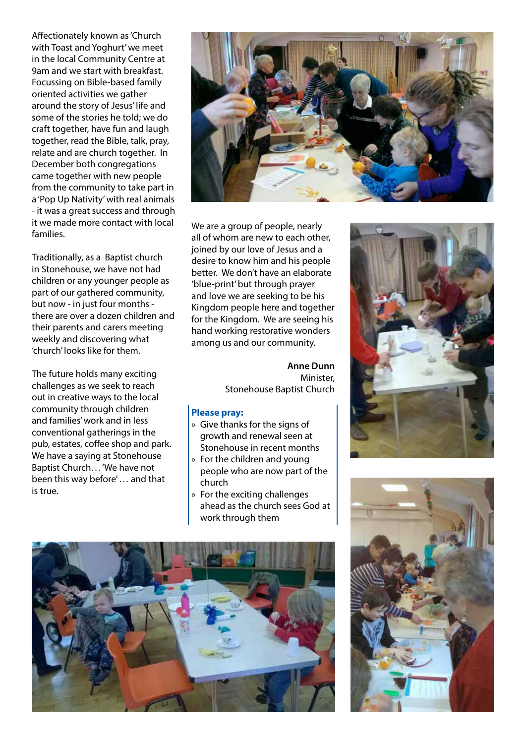Affectionately known as 'Church with Toast and Yoghurt' we meet in the local Community Centre at 9am and we start with breakfast. Focussing on Bible-based family oriented activities we gather around the story of Jesus' life and some of the stories he told; we do craft together, have fun and laugh together, read the Bible, talk, pray, relate and are church together. In December both congregations came together with new people from the community to take part in a 'Pop Up Nativity' with real animals - it was a great success and through it we made more contact with local families.

Traditionally, as a Baptist church in Stonehouse, we have not had children or any younger people as part of our gathered community, but now - in just four months - there are over a dozen children and their parents and carers meeting weekly and discovering what 'church' looks like for them.

The future holds many exciting challenges as we seek to reach out in creative ways to the local community through children and families' work and in less conventional gatherings in the pub, estates, coffee shop and park. We have a saying at Stonehouse Baptist Church… 'We have not been this way before' … and that is true.

We are a group of people, nearly all of whom are new to each other, joined by our love of Jesus and a desire to know him and his people better. We don't have an elaborate 'blue-print' but through prayer and love we are seeking to be his Kingdom people here and together for the Kingdom. We are seeing his hand working restorative wonders among us and our community.

**Anne Dunn**
Minister,
Stonehouse Baptist Church

**Please pray:**

» Give thanks for the signs of growth and renewal seen at Stonehouse in recent months
» For the children and young people who are now part of the church
» For the exciting challenges ahead as the church sees God at work through them